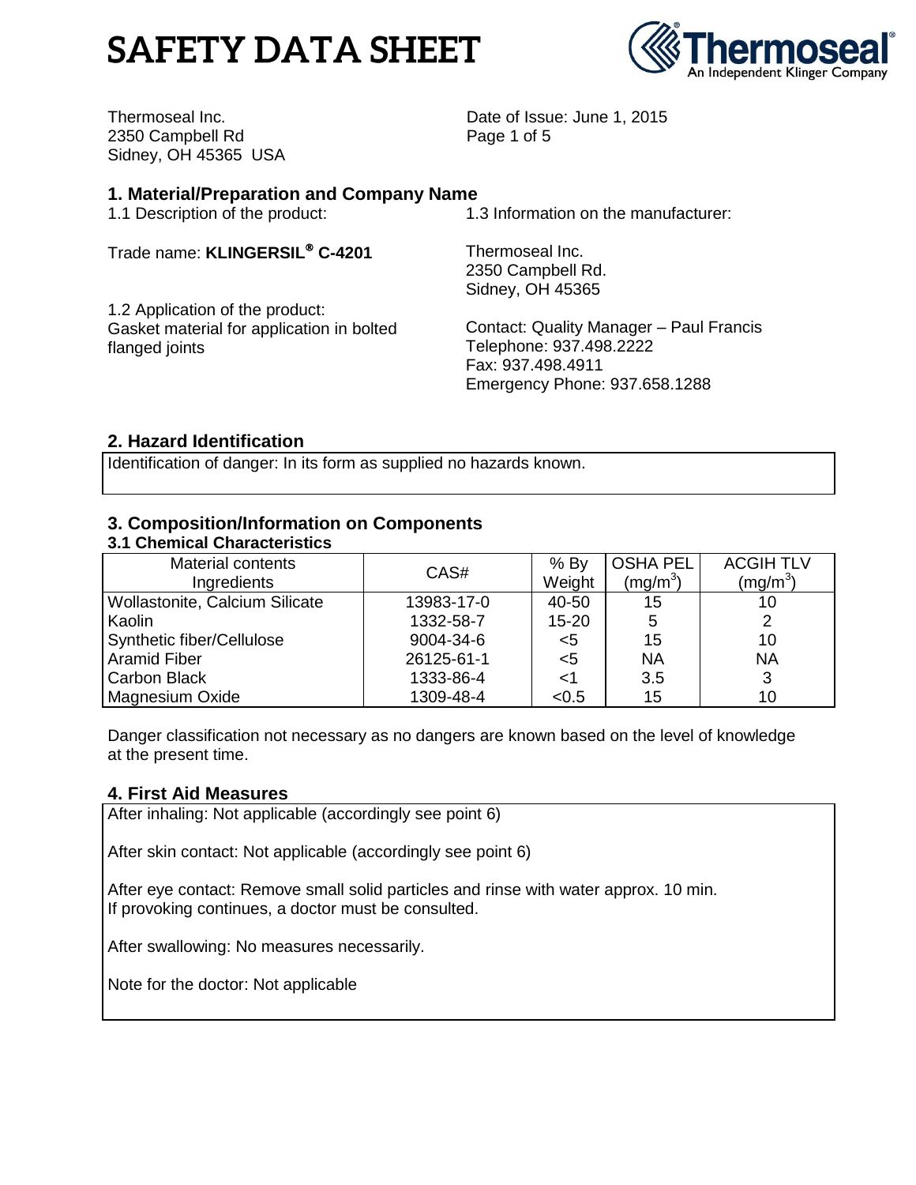# SAFETY DATA SHEET

Thermoseal Inc.
2350 Campbell Rd
Sidney, OH 45365 USA

Date of Issue: June 1, 2015

## 1. Material/Preparation and Company Name

1.1 Description of the product:

Trade name: **KLINGERSIL® C-4201**

1.2 Application of the product:
Gasket material for application in bolted flanged joints

1.3 Information on the manufacturer:

Thermoseal Inc.
2350 Campbell Rd.
Sidney, OH 45365

Contact: Quality Manager – Paul Francis
Telephone: 937.498.2222
Fax: 937.498.4911
Emergency Phone: 937.658.1288

## 2. Hazard Identification

Identification of danger: In its form as supplied no hazards known.

## 3. Composition/Information on Components

### 3.1 Chemical Characteristics

| Material contents Ingredients | CAS# | % By Weight | OSHA PEL ($mg/m^3$) | ACGIH TLV ($mg/m^3$) |
|---|---|---|---|---|
| Wollastonite, Calcium Silicate | 13983-17-0 | 40-50 | 15 | 10 |
| Kaolin | 1332-58-7 | 15-20 | 5 | 2 |
| Synthetic fiber/Cellulose | 9004-34-6 | <5 | 15 | 10 |
| Aramid Fiber | 26125-61-1 | <5 | NA | NA |
| Carbon Black | 1333-86-4 | <1 | 3.5 | 3 |
| Magnesium Oxide | 1309-48-4 | <0.5 | 15 | 10 |

Danger classification not necessary as no dangers are known based on the level of knowledge at the present time.

## 4. First Aid Measures

After inhaling: Not applicable (accordingly see point 6)

After skin contact: Not applicable (accordingly see point 6)

After eye contact: Remove small solid particles and rinse with water approx. 10 min. If provoking continues, a doctor must be consulted.

After swallowing: No measures necessarily.

Note for the doctor: Not applicable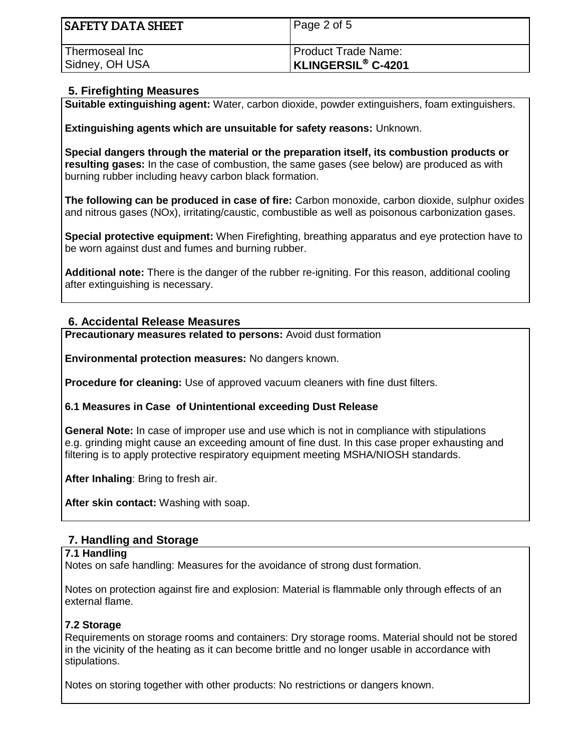## 5. Firefighting Measures

**Suitable extinguishing agent:** Water, carbon dioxide, powder extinguishers, foam extinguishers.

**Extinguishing agents which are unsuitable for safety reasons:** Unknown.

**Special dangers through the material or the preparation itself, its combustion products or resulting gases:** In the case of combustion, the same gases (see below) are produced as with burning rubber including heavy carbon black formation.

**The following can be produced in case of fire:** Carbon monoxide, carbon dioxide, sulphur oxides and nitrous gases (NOx), irritating/caustic, combustible as well as poisonous carbonization gases.

**Special protective equipment:** When Firefighting, breathing apparatus and eye protection have to be worn against dust and fumes and burning rubber.

**Additional note:** There is the danger of the rubber re-igniting. For this reason, additional cooling after extinguishing is necessary.

## 6. Accidental Release Measures

**Precautionary measures related to persons:** Avoid dust formation

**Environmental protection measures:** No dangers known.

**Procedure for cleaning:** Use of approved vacuum cleaners with fine dust filters.

### 6.1 Measures in Case of Unintentional exceeding Dust Release

**General Note:** In case of improper use and use which is not in compliance with stipulations e.g. grinding might cause an exceeding amount of fine dust. In this case proper exhausting and filtering is to apply protective respiratory equipment meeting MSHA/NIOSH standards.

**After Inhaling**: Bring to fresh air.

**After skin contact:** Washing with soap.

## 7. Handling and Storage

### 7.1 Handling

Notes on safe handling: Measures for the avoidance of strong dust formation.

Notes on protection against fire and explosion: Material is flammable only through effects of an external flame.

### 7.2 Storage

Requirements on storage rooms and containers: Dry storage rooms. Material should not be stored in the vicinity of the heating as it can become brittle and no longer usable in accordance with stipulations.

Notes on storing together with other products: No restrictions or dangers known.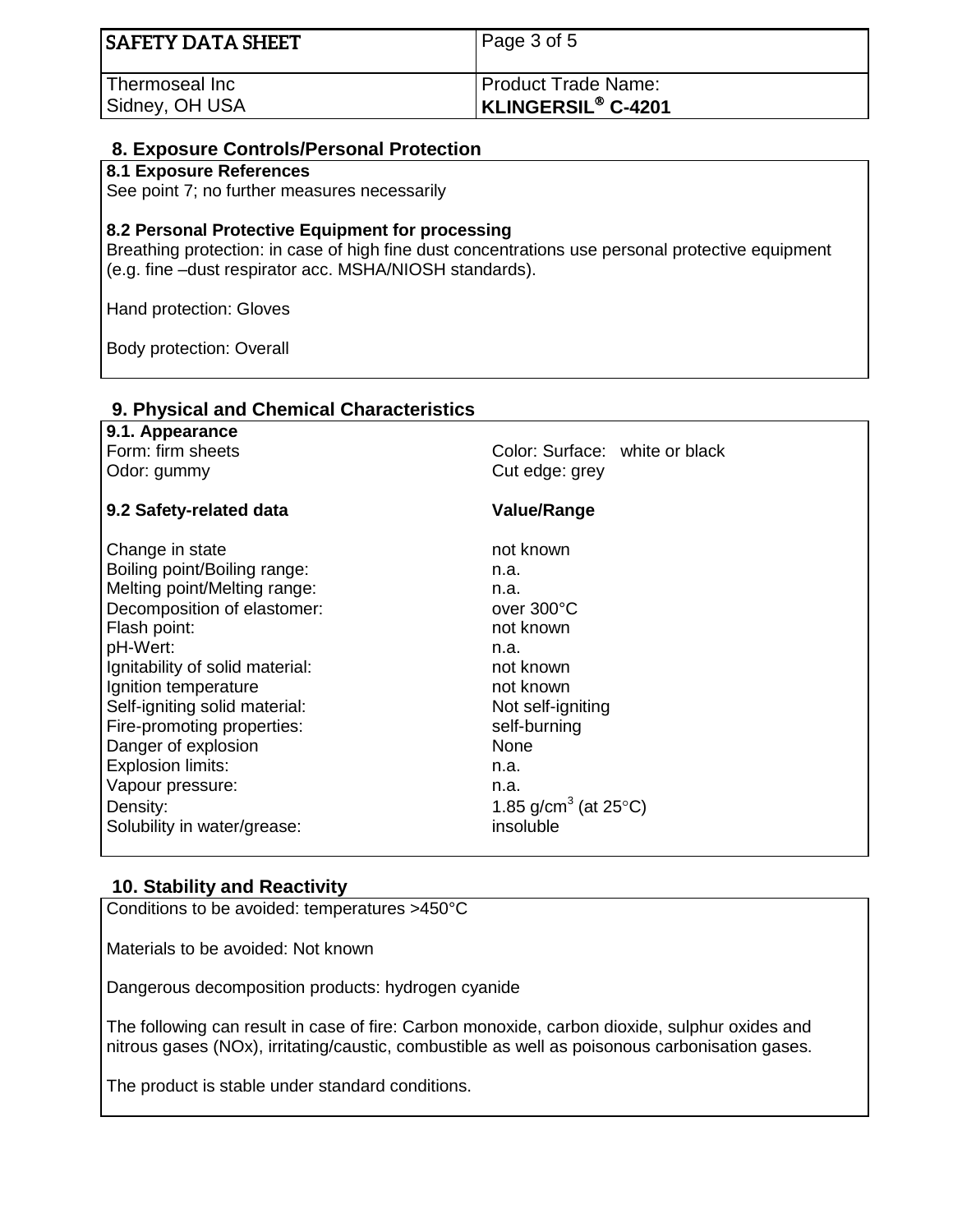## 8. Exposure Controls/Personal Protection

**8.1 Exposure References**
See point 7; no further measures necessary

**8.2 Personal Protective Equipment for processing**
Breathing protection: in case of high fine dust concentrations use personal protective equipment (e.g. fine –dust respirator acc. MSHA/NIOSH standards).

Hand protection: Gloves

Body protection: Overall

## 9. Physical and Chemical Characteristics

**9.1. Appearance**

| | |
|---|---|
| Form: firm sheets | Color: Surface: white or black |
| Odor: gummy | Cut edge: grey |

| 9.2 Safety-related data | Value/Range |
|---|---|
| Change in state | not known |
| Boiling point/Boiling range: | n.a. |
| Melting point/Melting range: | n.a. |
| Decomposition of elastomer: | over 300°C |
| Flash point: | not known |
| pH-Wert: | n.a. |
| Ignitability of solid material: | not known |
| Ignition temperature | not known |
| Self-igniting solid material: | Not self-igniting |
| Fire-promoting properties: | self-burning |
| Danger of explosion | None |
| Explosion limits: | n.a. |
| Vapour pressure: | n.a. |
| Density: | 1.85 g/cm$^3$ (at 25°C) |
| Solubility in water/grease: | insoluble |

## 10. Stability and Reactivity

Conditions to be avoided: temperatures >450°C

Materials to be avoided: Not known

Dangerous decomposition products: hydrogen cyanide

The following can result in case of fire: Carbon monoxide, carbon dioxide, sulphur oxides and nitrous gases (NOx), irritating/caustic, combustible as well as poisonous carbonisation gases.

The product is stable under standard conditions.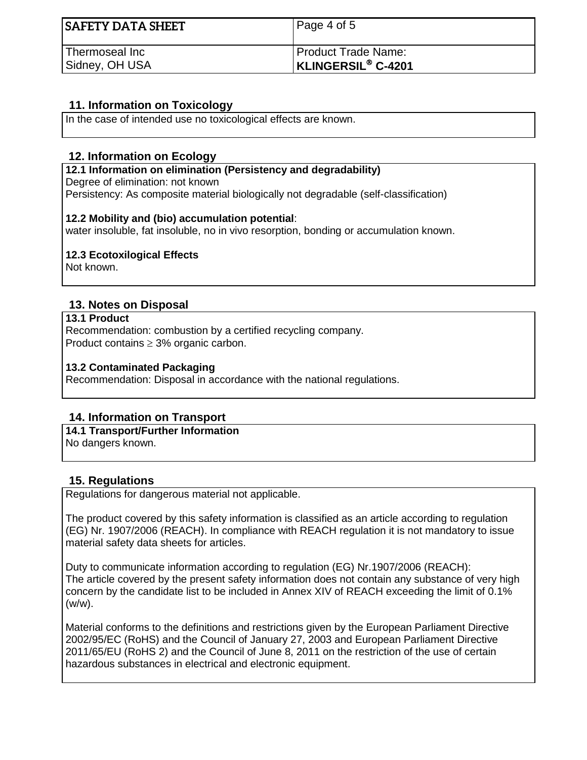## 11. Information on Toxicology

In the case of intended use no toxicological effects are known.

## 12. Information on Ecology

**12.1 Information on elimination (Persistency and degradability)**
Degree of elimination: not known
Persistency: As composite material biologically not degradable (self-classification)

**12.2 Mobility and (bio) accumulation potential**:
water insoluble, fat insoluble, no in vivo resorption, bonding or accumulation known.

**12.3 Ecotoxilogical Effects**
Not known.

## 13. Notes on Disposal

**13.1 Product**
Recommendation: combustion by a certified recycling company.
Product contains $\geq$ 3% organic carbon.

**13.2 Contaminated Packaging**
Recommendation: Disposal in accordance with the national regulations.

## 14. Information on Transport

**14.1 Transport/Further Information**
No dangers known.

## 15. Regulations

Regulations for dangerous material not applicable.

The product covered by this safety information is classified as an article according to regulation (EG) Nr. 1907/2006 (REACH). In compliance with REACH regulation it is not mandatory to issue material safety data sheets for articles.

Duty to communicate information according to regulation (EG) Nr.1907/2006 (REACH):
The article covered by the present safety information does not contain any substance of very high concern by the candidate list to be included in Annex XIV of REACH exceeding the limit of 0.1% (w/w).

Material conforms to the definitions and restrictions given by the European Parliament Directive 2002/95/EC (RoHS) and the Council of January 27, 2003 and European Parliament Directive 2011/65/EU (RoHS 2) and the Council of June 8, 2011 on the restriction of the use of certain hazardous substances in electrical and electronic equipment.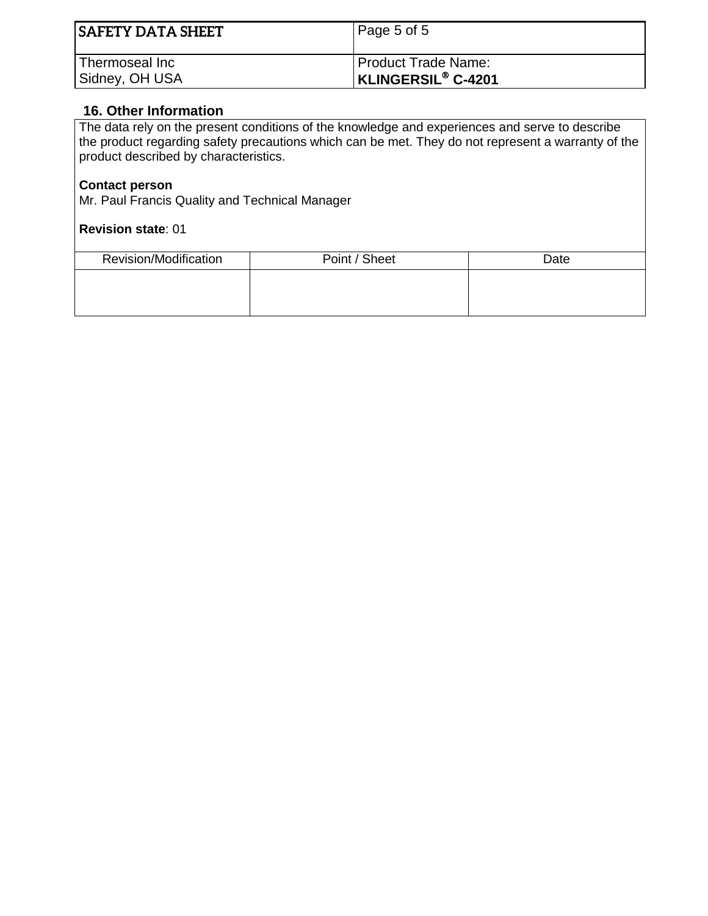## 16. Other Information

The data rely on the present conditions of the knowledge and experiences and serve to describe the product regarding safety precautions which can be met. They do not represent a warranty of the product described by characteristics.

**Contact person**
Mr. Paul Francis Quality and Technical Manager

**Revision state**: 01

| Revision/Modification | Point / Sheet | Date |
|---|---|---|
| | | |